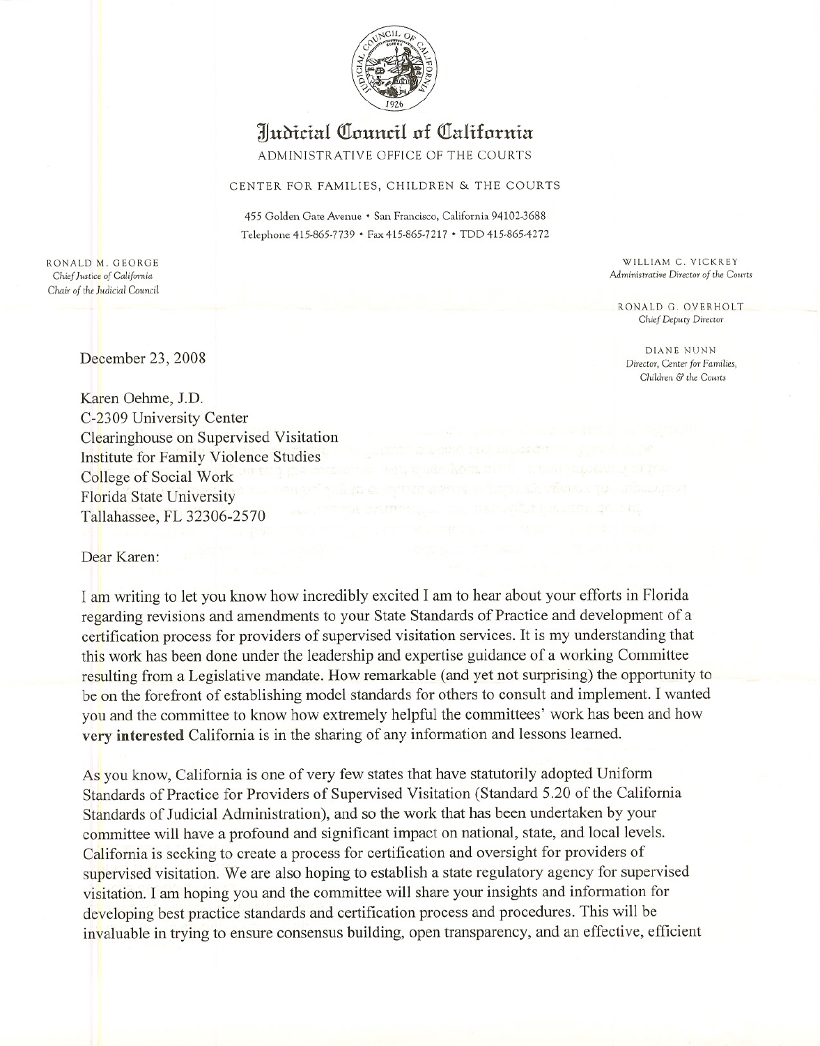# Judicial Council of California

ADMINISTRATIVE OFFICE OF THE COURTS

CENTER FOR FAMILIES, CHILDREN & THE COURTS

455 Golden Gate Avenue • San Francisco, California 94102-3688
Telephone 415-865-7739 • Fax 415-865-7217 • TDD 415-865-4272

RONALD M. GEORGE
*Chief Justice of California*
*Chair of the Judicial Council*

WILLIAM C. VICKREY
*Administrative Director of the Courts*

RONALD G. OVERHOLT
*Chief Deputy Director*

DIANE NUNN
*Director, Center for Families, Children & the Courts*

December 23, 2008

Karen Oehme, J.D.
C-2309 University Center
Clearinghouse on Supervised Visitation
Institute for Family Violence Studies
College of Social Work
Florida State University
Tallahassee, FL 32306-2570

Dear Karen:

I am writing to let you know how incredibly excited I am to hear about your efforts in Florida regarding revisions and amendments to your State Standards of Practice and development of a certification process for providers of supervised visitation services. It is my understanding that this work has been done under the leadership and expertise guidance of a working Committee resulting from a Legislative mandate. How remarkable (and yet not surprising) the opportunity to be on the forefront of establishing model standards for others to consult and implement. I wanted you and the committee to know how extremely helpful the committees' work has been and how **very interested** California is in the sharing of any information and lessons learned.

As you know, California is one of very few states that have statutorily adopted Uniform Standards of Practice for Providers of Supervised Visitation (Standard 5.20 of the California Standards of Judicial Administration), and so the work that has been undertaken by your committee will have a profound and significant impact on national, state, and local levels. California is seeking to create a process for certification and oversight for providers of supervised visitation. We are also hoping to establish a state regulatory agency for supervised visitation. I am hoping you and the committee will share your insights and information for developing best practice standards and certification process and procedures. This will be invaluable in trying to ensure consensus building, open transparency, and an effective, efficient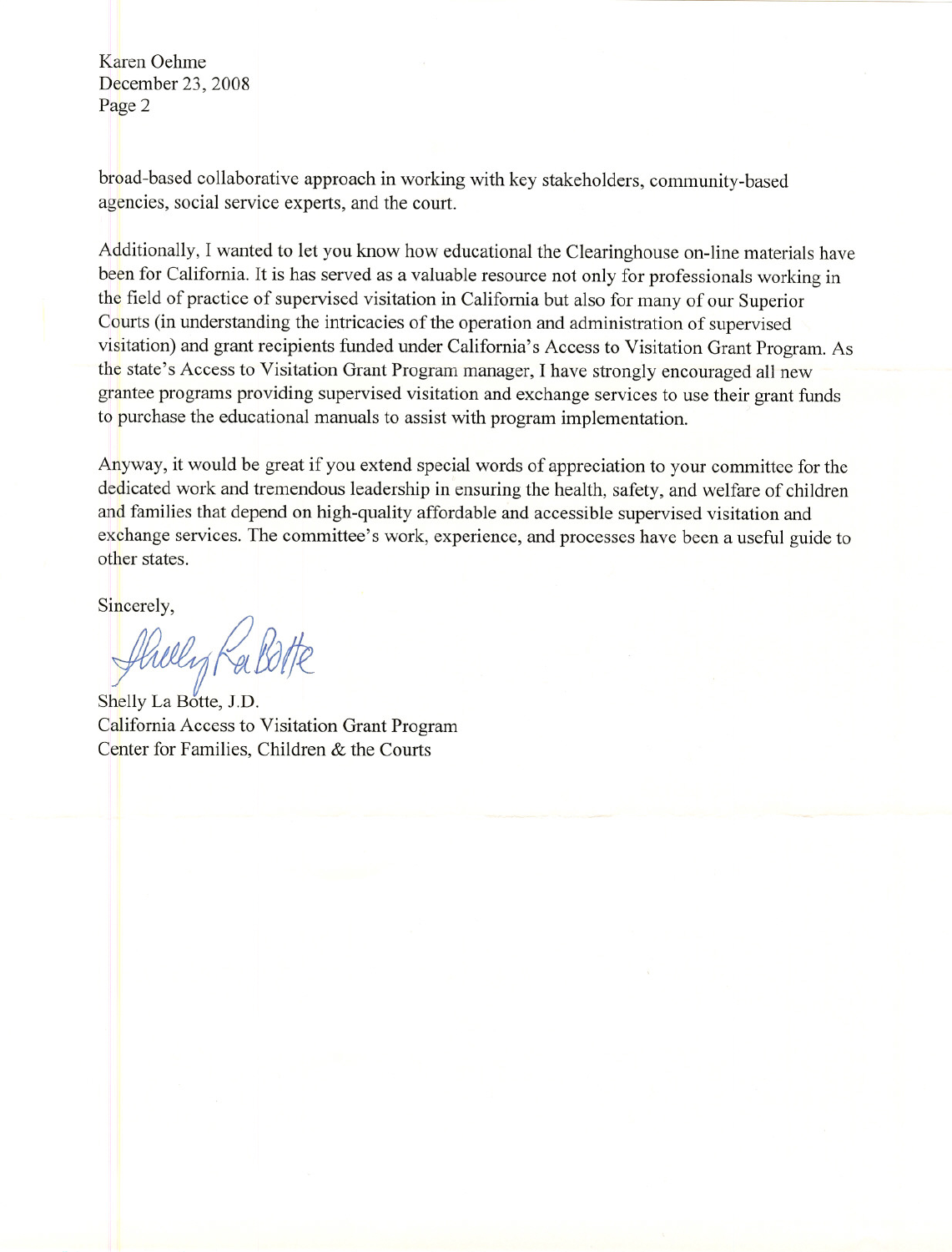broad-based collaborative approach in working with key stakeholders, community-based agencies, social service experts, and the court.

Additionally, I wanted to let you know how educational the Clearinghouse on-line materials have been for California. It is has served as a valuable resource not only for professionals working in the field of practice of supervised visitation in California but also for many of our Superior Courts (in understanding the intricacies of the operation and administration of supervised visitation) and grant recipients funded under California's Access to Visitation Grant Program. As the state's Access to Visitation Grant Program manager, I have strongly encouraged all new grantee programs providing supervised visitation and exchange services to use their grant funds to purchase the educational manuals to assist with program implementation.

Anyway, it would be great if you extend special words of appreciation to your committee for the dedicated work and tremendous leadership in ensuring the health, safety, and welfare of children and families that depend on high-quality affordable and accessible supervised visitation and exchange services. The committee's work, experience, and processes have been a useful guide to other states.

Sincerely,

Shelly La Botte

Shelly La Botte, J.D.
California Access to Visitation Grant Program
Center for Families, Children & the Courts